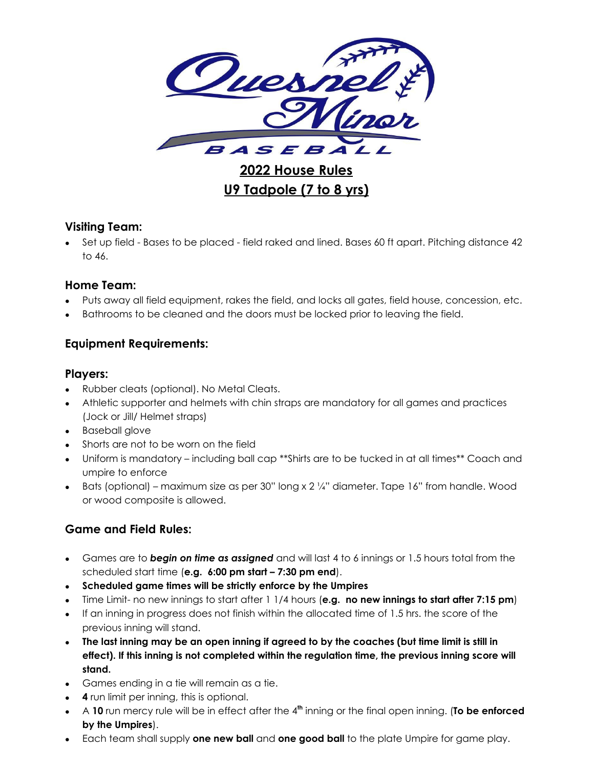Quesnel Minor Baseball

# 2022 House Rules

# U9 Tadpole (7 to 8 yrs)

## Visiting Team:

- Set up field - Bases to be placed - field raked and lined. Bases 60 ft apart. Pitching distance 42 to 46.

## Home Team:

- Puts away all field equipment, rakes the field, and locks all gates, field house, concession, etc.
- Bathrooms to be cleaned and the doors must be locked prior to leaving the field.

## Equipment Requirements:

## Players:

- Rubber cleats (optional). No Metal Cleats.
- Athletic supporter and helmets with chin straps are mandatory for all games and practices (Jock or Jill/ Helmet straps)
- Baseball glove
- Shorts are not to be worn on the field
- Uniform is mandatory – including ball cap **Shirts are to be tucked in at all times** Coach and umpire to enforce
- Bats (optional) – maximum size as per 30" long x 2 ¼" diameter. Tape 16" from handle. Wood or wood composite is allowed.

## Game and Field Rules:

- Games are to ***begin on time as assigned*** and will last 4 to 6 innings or 1.5 hours total from the scheduled start time (**e.g. 6:00 pm start – 7:30 pm end**).
- **Scheduled game times will be strictly enforce by the Umpires**
- Time Limit- no new innings to start after 1 1/4 hours (**e.g. no new innings to start after 7:15 pm**)
- If an inning in progress does not finish within the allocated time of 1.5 hrs. the score of the previous inning will stand.
- **The last inning may be an open inning if agreed to by the coaches (but time limit is still in effect). If this inning is not completed within the regulation time, the previous inning score will stand.**
- Games ending in a tie will remain as a tie.
- **4** run limit per inning, this is optional.
- A **10** run mercy rule will be in effect after the 4th inning or the final open inning. (**To be enforced by the Umpires**).
- Each team shall supply **one new ball** and **one good ball** to the plate Umpire for game play.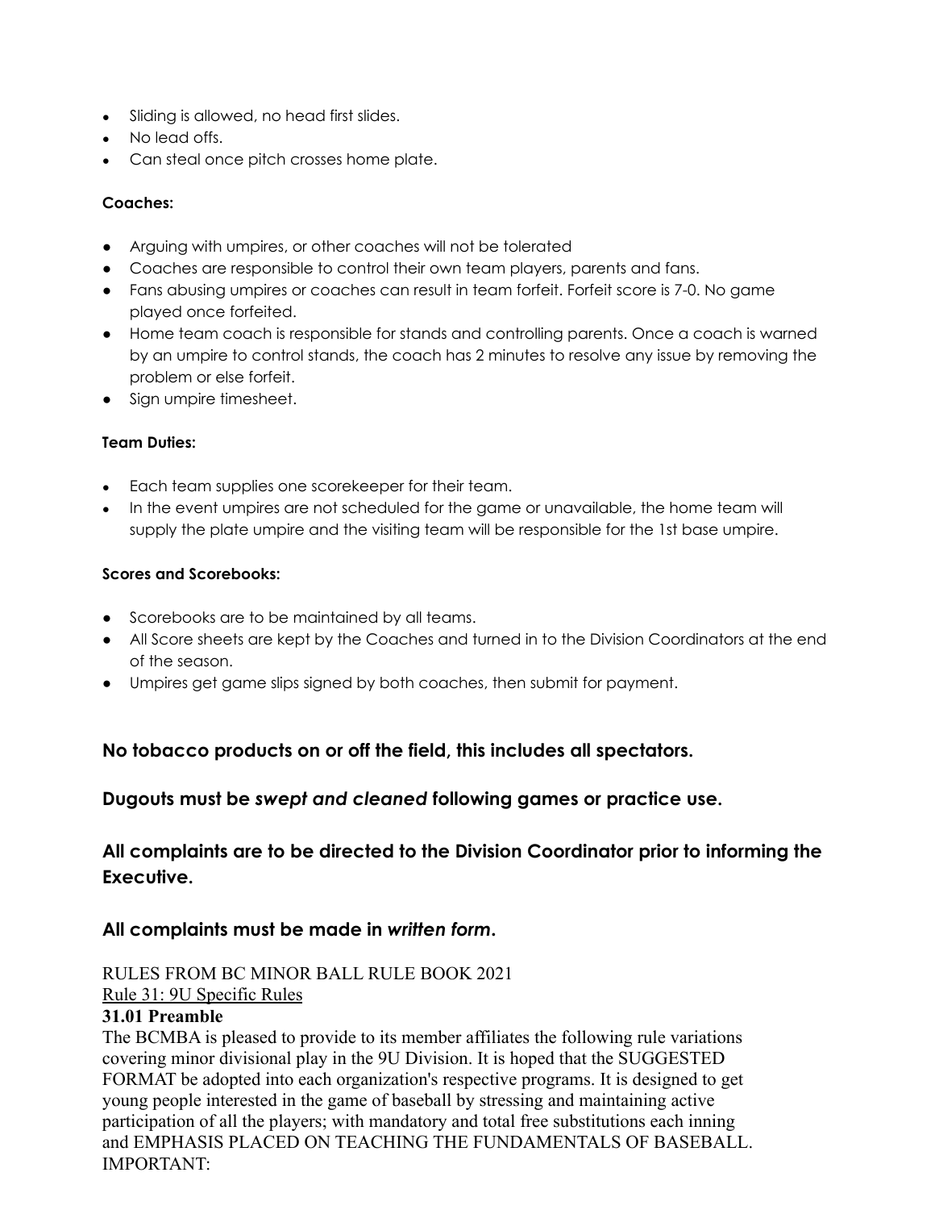- Sliding is allowed, no head first slides.
- No lead offs.
- Can steal once pitch crosses home plate.

#### Coaches:

- Arguing with umpires, or other coaches will not be tolerated
- Coaches are responsible to control their own team players, parents and fans.
- Fans abusing umpires or coaches can result in team forfeit. Forfeit score is 7-0. No game played once forfeited.
- Home team coach is responsible for stands and controlling parents. Once a coach is warned by an umpire to control stands, the coach has 2 minutes to resolve any issue by removing the problem or else forfeit.
- Sign umpire timesheet.

#### Team Duties:

- Each team supplies one scorekeeper for their team.
- In the event umpires are not scheduled for the game or unavailable, the home team will supply the plate umpire and the visiting team will be responsible for the 1st base umpire.

#### Scores and Scorebooks:

- Scorebooks are to be maintained by all teams.
- All Score sheets are kept by the Coaches and turned in to the Division Coordinators at the end of the season.
- Umpires get game slips signed by both coaches, then submit for payment.

### No tobacco products on or off the field, this includes all spectators.

### Dugouts must be *swept and cleaned* following games or practice use.

### All complaints are to be directed to the Division Coordinator prior to informing the Executive.

### All complaints must be made in *written form*.

RULES FROM BC MINOR BALL RULE BOOK 2021

Rule 31: 9U Specific Rules

**31.01 Preamble**

The BCMBA is pleased to provide to its member affiliates the following rule variations covering minor divisional play in the 9U Division. It is hoped that the SUGGESTED FORMAT be adopted into each organization's respective programs. It is designed to get young people interested in the game of baseball by stressing and maintaining active participation of all the players; with mandatory and total free substitutions each inning and EMPHASIS PLACED ON TEACHING THE FUNDAMENTALS OF BASEBALL.

IMPORTANT: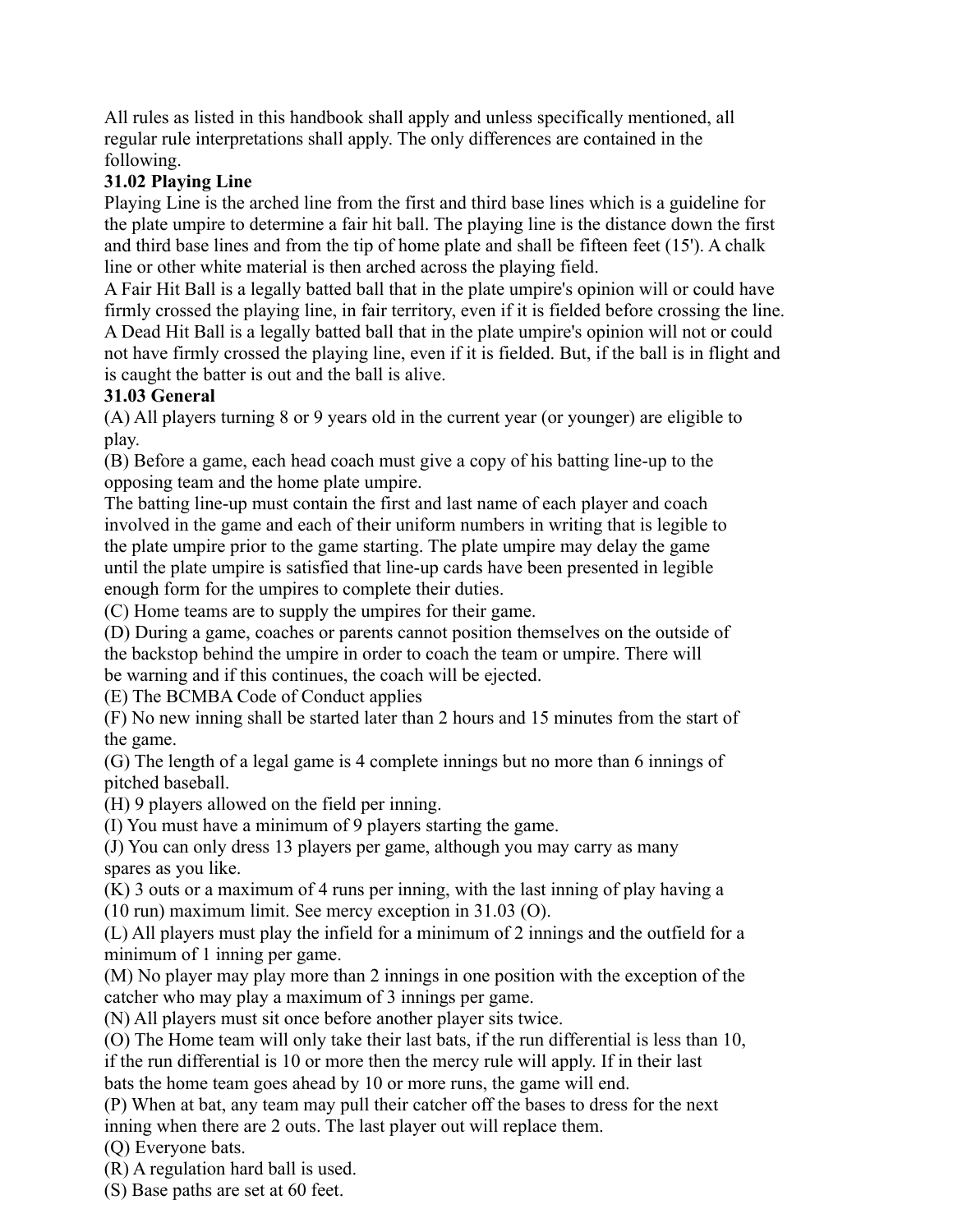All rules as listed in this handbook shall apply and unless specifically mentioned, all regular rule interpretations shall apply. The only differences are contained in the following.

**31.02 Playing Line**

Playing Line is the arched line from the first and third base lines which is a guideline for the plate umpire to determine a fair hit ball. The playing line is the distance down the first and third base lines and from the tip of home plate and shall be fifteen feet (15'). A chalk line or other white material is then arched across the playing field.

A Fair Hit Ball is a legally batted ball that in the plate umpire's opinion will or could have firmly crossed the playing line, in fair territory, even if it is fielded before crossing the line.

A Dead Hit Ball is a legally batted ball that in the plate umpire's opinion will not or could not have firmly crossed the playing line, even if it is fielded. But, if the ball is in flight and is caught the batter is out and the ball is alive.

**31.03 General**

(A) All players turning 8 or 9 years old in the current year (or younger) are eligible to play.

(B) Before a game, each head coach must give a copy of his batting line-up to the opposing team and the home plate umpire.

The batting line-up must contain the first and last name of each player and coach involved in the game and each of their uniform numbers in writing that is legible to the plate umpire prior to the game starting. The plate umpire may delay the game until the plate umpire is satisfied that line-up cards have been presented in legible enough form for the umpires to complete their duties.

(C) Home teams are to supply the umpires for their game.

(D) During a game, coaches or parents cannot position themselves on the outside of the backstop behind the umpire in order to coach the team or umpire. There will be warning and if this continues, the coach will be ejected.

(E) The BCMBA Code of Conduct applies

(F) No new inning shall be started later than 2 hours and 15 minutes from the start of the game.

(G) The length of a legal game is 4 complete innings but no more than 6 innings of pitched baseball.

(H) 9 players allowed on the field per inning.

(I) You must have a minimum of 9 players starting the game.

(J) You can only dress 13 players per game, although you may carry as many spares as you like.

(K) 3 outs or a maximum of 4 runs per inning, with the last inning of play having a (10 run) maximum limit. See mercy exception in 31.03 (O).

(L) All players must play the infield for a minimum of 2 innings and the outfield for a minimum of 1 inning per game.

(M) No player may play more than 2 innings in one position with the exception of the catcher who may play a maximum of 3 innings per game.

(N) All players must sit once before another player sits twice.

(O) The Home team will only take their last bats, if the run differential is less than 10, if the run differential is 10 or more then the mercy rule will apply. If in their last bats the home team goes ahead by 10 or more runs, the game will end.

(P) When at bat, any team may pull their catcher off the bases to dress for the next inning when there are 2 outs. The last player out will replace them.

(Q) Everyone bats.

(R) A regulation hard ball is used.

(S) Base paths are set at 60 feet.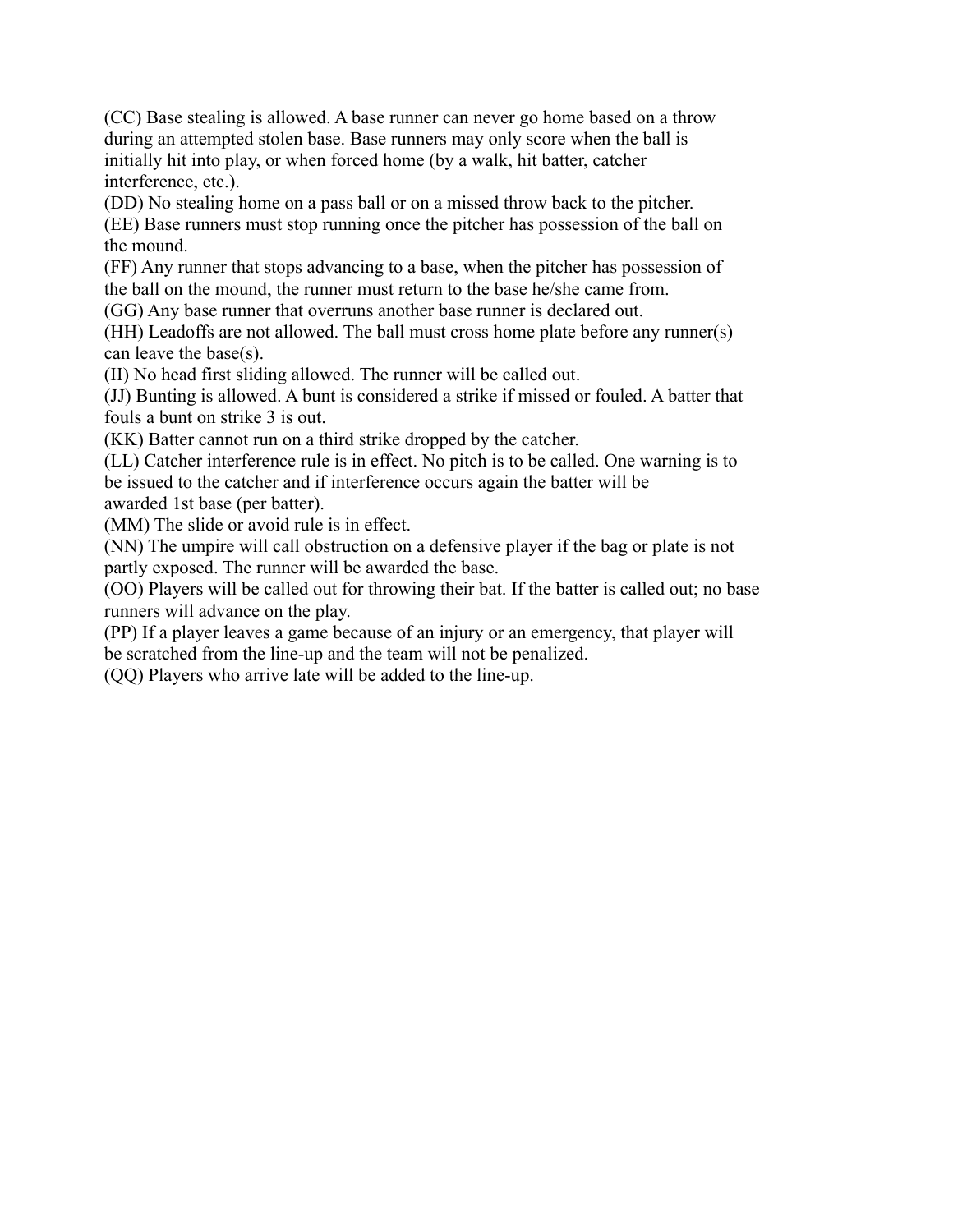(CC) Base stealing is allowed. A base runner can never go home based on a throw during an attempted stolen base. Base runners may only score when the ball is initially hit into play, or when forced home (by a walk, hit batter, catcher interference, etc.).

(DD) No stealing home on a pass ball or on a missed throw back to the pitcher.

(EE) Base runners must stop running once the pitcher has possession of the ball on the mound.

(FF) Any runner that stops advancing to a base, when the pitcher has possession of the ball on the mound, the runner must return to the base he/she came from.

(GG) Any base runner that overruns another base runner is declared out.

(HH) Leadoffs are not allowed. The ball must cross home plate before any runner(s) can leave the base(s).

(II) No head first sliding allowed. The runner will be called out.

(JJ) Bunting is allowed. A bunt is considered a strike if missed or fouled. A batter that fouls a bunt on strike 3 is out.

(KK) Batter cannot run on a third strike dropped by the catcher.

(LL) Catcher interference rule is in effect. No pitch is to be called. One warning is to be issued to the catcher and if interference occurs again the batter will be awarded 1st base (per batter).

(MM) The slide or avoid rule is in effect.

(NN) The umpire will call obstruction on a defensive player if the bag or plate is not partly exposed. The runner will be awarded the base.

(OO) Players will be called out for throwing their bat. If the batter is called out; no base runners will advance on the play.

(PP) If a player leaves a game because of an injury or an emergency, that player will be scratched from the line-up and the team will not be penalized.

(QQ) Players who arrive late will be added to the line-up.